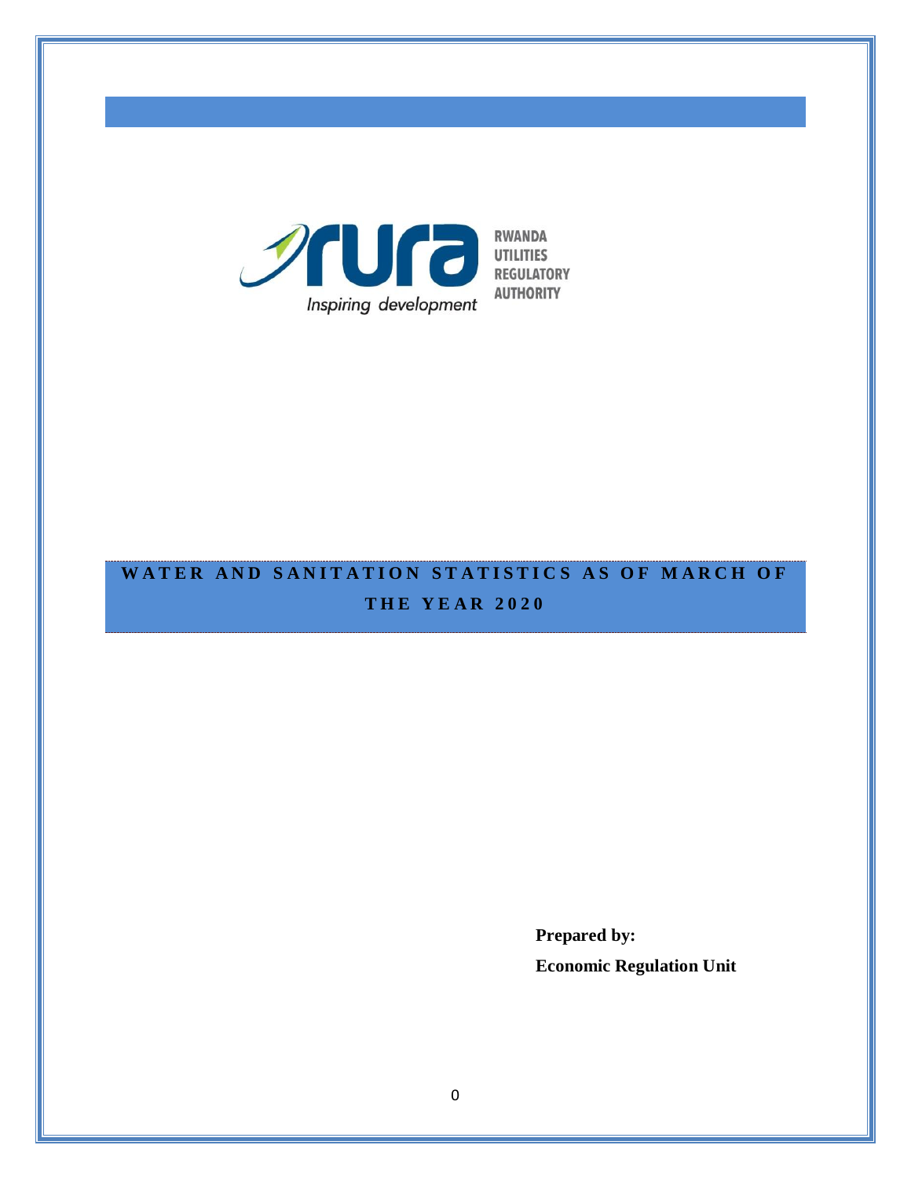RWANDA UTILITIES REGULATORY AUTHORITY

*Inspiring development*

# WATER AND SANITATION STATISTICS AS OF MARCH OF THE YEAR 2020

**Prepared by:**

**Economic Regulation Unit**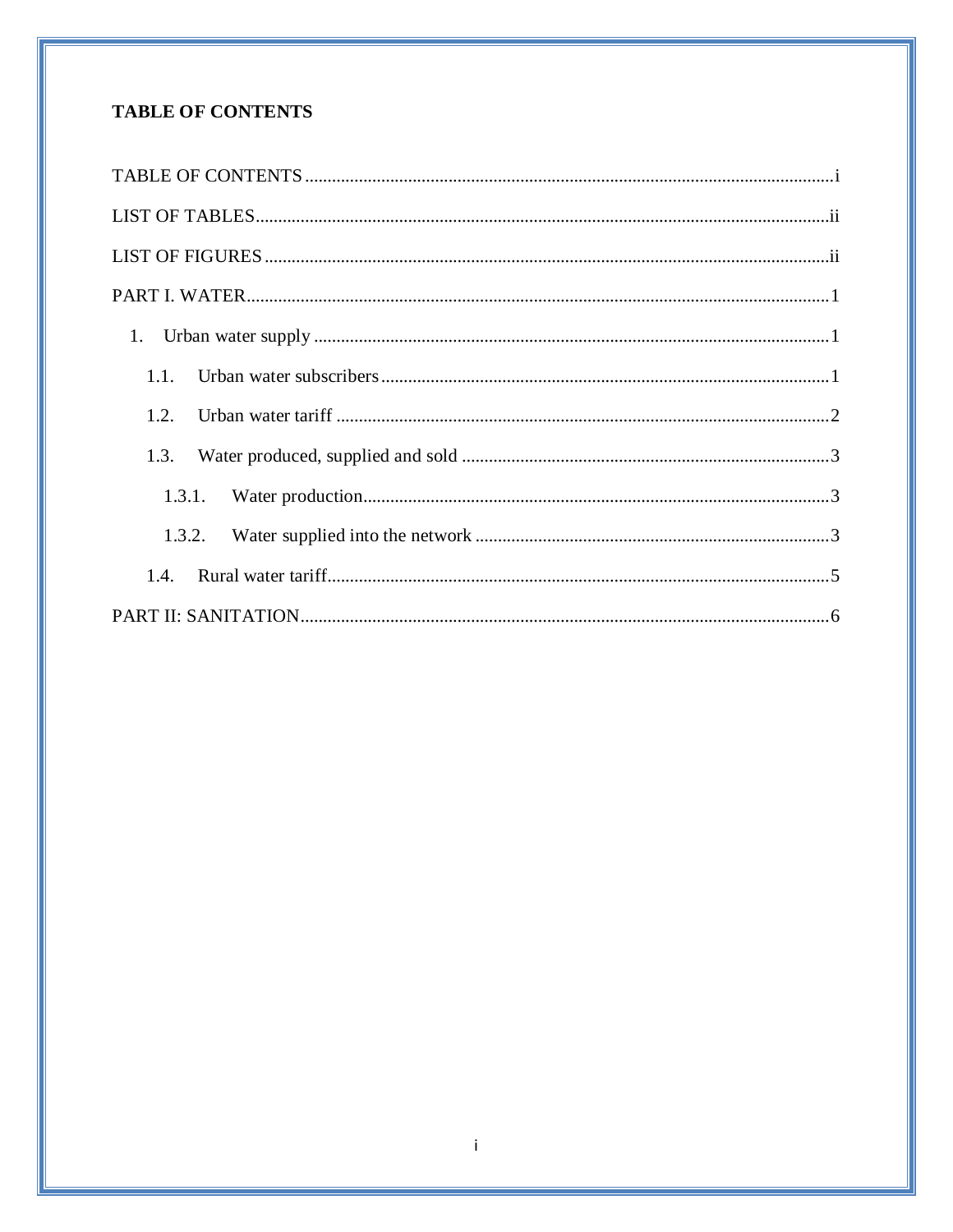**TABLE OF CONTENTS**

TABLE OF CONTENTS ..................................................................................................................... i

LIST OF TABLES ............................................................................................................................ ii

LIST OF FIGURES .......................................................................................................................... ii

PART I. WATER ............................................................................................................................... 1

1. Urban water supply ..................................................................................................................... 1

  1.1. Urban water subscribers ....................................................................................................... 1

  1.2. Urban water tariff ................................................................................................................ 2

  1.3. Water produced, supplied and sold ..................................................................................... 3

    1.3.1. Water production ............................................................................................................ 3

    1.3.2. Water supplied into the network ................................................................................... 3

  1.4. Rural water tariff ................................................................................................................... 5

PART II: SANITATION .................................................................................................................... 6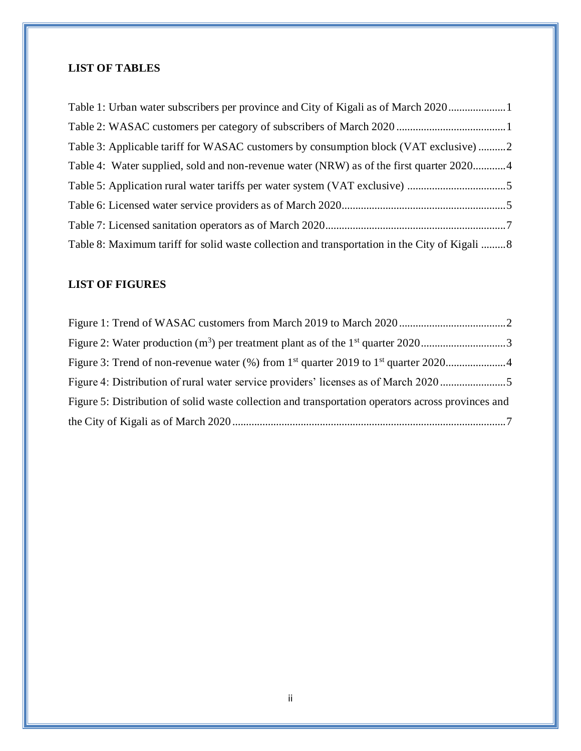## LIST OF TABLES

Table 1: Urban water subscribers per province and City of Kigali as of March 2020 ..................... 1

Table 2: WASAC customers per category of subscribers of March 2020 ........................................ 1

Table 3: Applicable tariff for WASAC customers by consumption block (VAT exclusive) .......... 2

Table 4: Water supplied, sold and non-revenue water (NRW) as of the first quarter 2020............ 4

Table 5: Application rural water tariffs per water system (VAT exclusive) .................................... 5

Table 6: Licensed water service providers as of March 2020........................................................... 5

Table 7: Licensed sanitation operators as of March 2020................................................................. 7

Table 8: Maximum tariff for solid waste collection and transportation in the City of Kigali ......... 8

## LIST OF FIGURES

Figure 1: Trend of WASAC customers from March 2019 to March 2020 ....................................... 2

Figure 2: Water production ($m^3$) per treatment plant as of the 1st quarter 2020 ............................... 3

Figure 3: Trend of non-revenue water (%) from 1st quarter 2019 to 1st quarter 2020...................... 4

Figure 4: Distribution of rural water service providers' licenses as of March 2020 ........................ 5

Figure 5: Distribution of solid waste collection and transportation operators across provinces and the City of Kigali as of March 2020 ................................................................................................... 7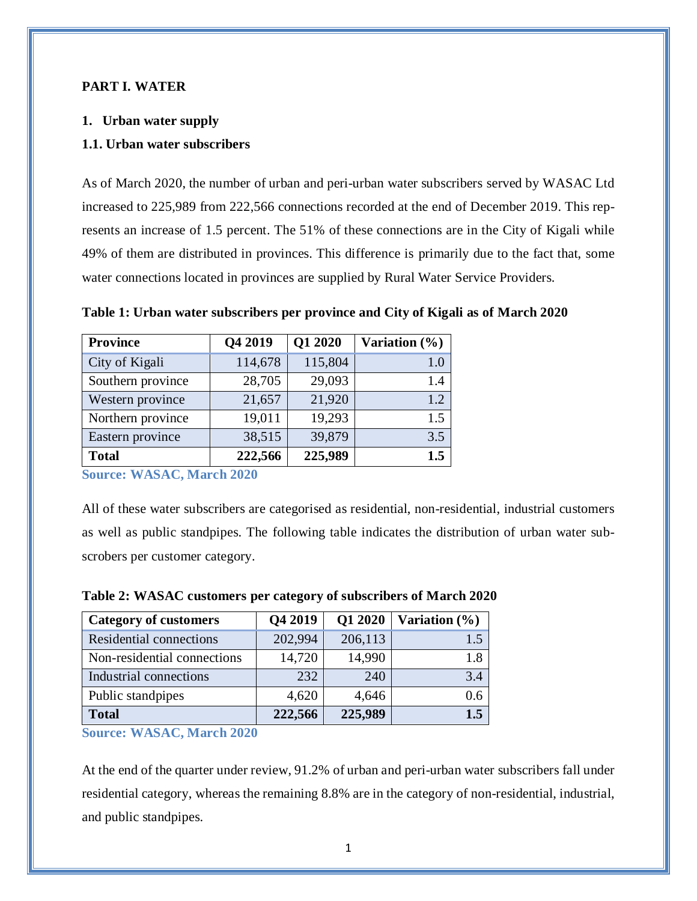# PART I. WATER

## 1. Urban water supply

### 1.1. Urban water subscribers

As of March 2020, the number of urban and peri-urban water subscribers served by WASAC Ltd increased to 225,989 from 222,566 connections recorded at the end of December 2019. This represents an increase of 1.5 percent. The 51% of these connections are in the City of Kigali while 49% of them are distributed in provinces. This difference is primarily due to the fact that, some water connections located in provinces are supplied by Rural Water Service Providers.

**Table 1: Urban water subscribers per province and City of Kigali as of March 2020**

| Province | Q4 2019 | Q1 2020 | Variation (%) |
|---|---|---|---|
| City of Kigali | 114,678 | 115,804 | 1.0 |
| Southern province | 28,705 | 29,093 | 1.4 |
| Western province | 21,657 | 21,920 | 1.2 |
| Northern province | 19,011 | 19,293 | 1.5 |
| Eastern province | 38,515 | 39,879 | 3.5 |
| **Total** | **222,566** | **225,989** | **1.5** |

**Source: WASAC, March 2020**

All of these water subscribers are categorised as residential, non-residential, industrial customers as well as public standpipes. The following table indicates the distribution of urban water subscrobers per customer category.

**Table 2: WASAC customers per category of subscribers of March 2020**

| Category of customers | Q4 2019 | Q1 2020 | Variation (%) |
|---|---|---|---|
| Residential connections | 202,994 | 206,113 | 1.5 |
| Non-residential connections | 14,720 | 14,990 | 1.8 |
| Industrial connections | 232 | 240 | 3.4 |
| Public standpipes | 4,620 | 4,646 | 0.6 |
| **Total** | **222,566** | **225,989** | **1.5** |

**Source: WASAC, March 2020**

At the end of the quarter under review, 91.2% of urban and peri-urban water subscribers fall under residential category, whereas the remaining 8.8% are in the category of non-residential, industrial, and public standpipes.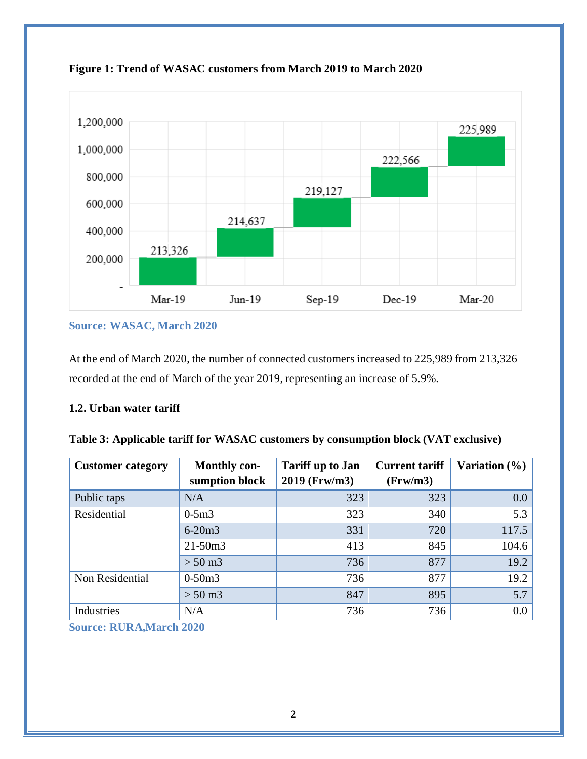**Figure 1: Trend of WASAC customers from March 2019 to March 2020**

**Source: WASAC, March 2020**

At the end of March 2020, the number of connected customers increased to 225,989 from 213,326 recorded at the end of March of the year 2019, representing an increase of 5.9%.

### 1.2. Urban water tariff

**Table 3: Applicable tariff for WASAC customers by consumption block (VAT exclusive)**

| Customer category | Monthly consumption block | Tariff up to Jan 2019 (Frw/m3) | Current tariff (Frw/m3) | Variation (%) |
|---|---|---|---|---|
| Public taps | N/A | 323 | 323 | 0.0 |
| Residential | 0-5m3 | 323 | 340 | 5.3 |
| | 6-20m3 | 331 | 720 | 117.5 |
| | 21-50m3 | 413 | 845 | 104.6 |
| | > 50 m3 | 736 | 877 | 19.2 |
| Non Residential | 0-50m3 | 736 | 877 | 19.2 |
| | > 50 m3 | 847 | 895 | 5.7 |
| Industries | N/A | 736 | 736 | 0.0 |

**Source: RURA,March 2020**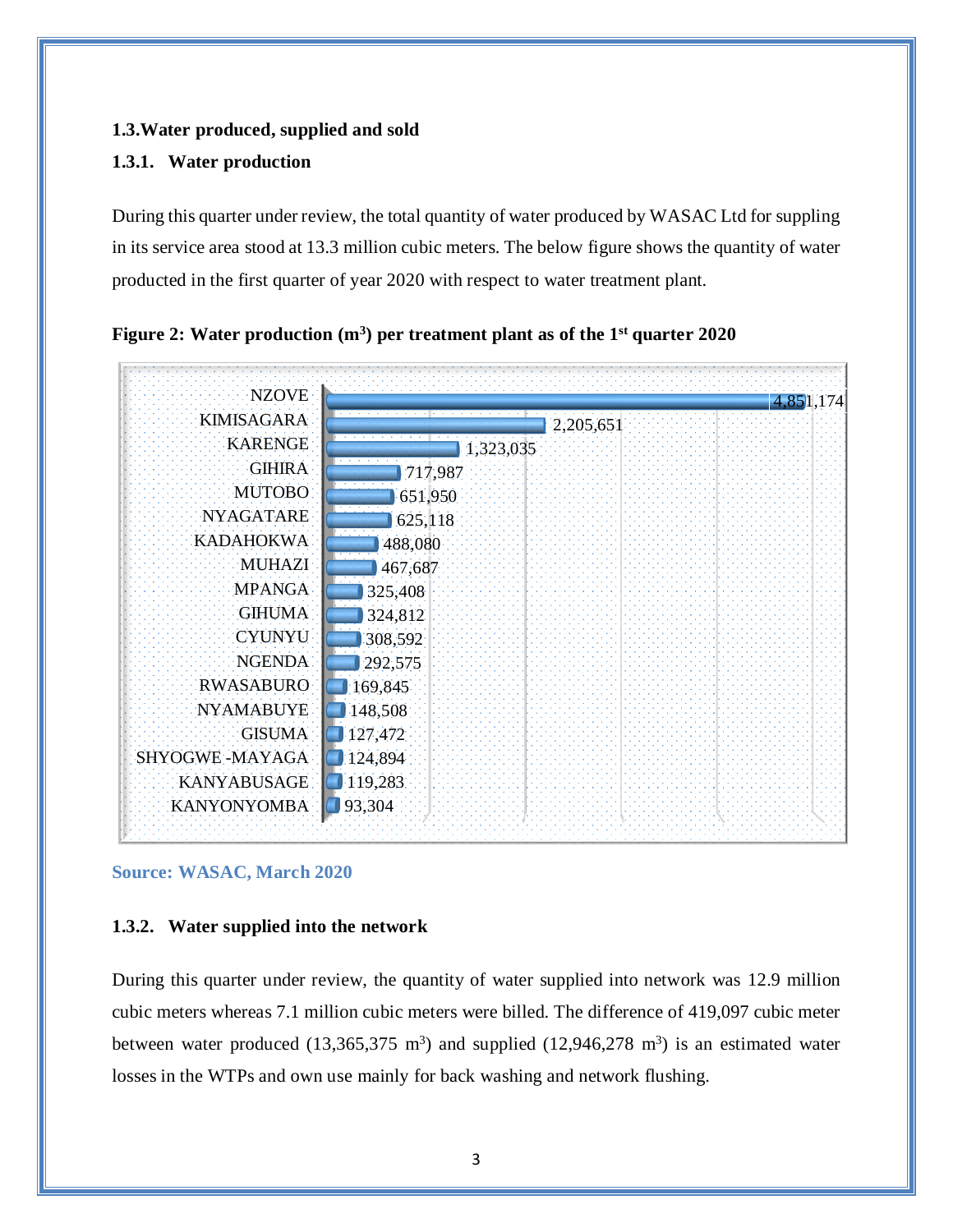## 1.3. Water produced, supplied and sold

### 1.3.1. Water production

During this quarter under review, the total quantity of water produced by WASAC Ltd for suppling in its service area stood at 13.3 million cubic meters. The below figure shows the quantity of water producted in the first quarter of year 2020 with respect to water treatment plant.

**Figure 2: Water production ($m^3$) per treatment plant as of the 1st quarter 2020**

| Treatment plant | Water production ($m^3$) |
|---|---|
| NZOVE | 4,851,174 |
| KIMISAGARA | 2,205,651 |
| KARENGE | 1,323,035 |
| GIHIRA | 717,987 |
| MUTOBO | 651,950 |
| NYAGATARE | 625,118 |
| KADAHOKWA | 488,080 |
| MUHAZI | 467,687 |
| MPANGA | 325,408 |
| GIHUMA | 324,812 |
| CYUNYU | 308,592 |
| NGENDA | 292,575 |
| RWASABURO | 169,845 |
| NYAMABUYE | 148,508 |
| GISUMA | 127,472 |
| SHYOGWE -MAYAGA | 124,894 |
| KANYABUSAGE | 119,283 |
| KANYONYOMBA | 93,304 |

**Source: WASAC, March 2020**

### 1.3.2. Water supplied into the network

During this quarter under review, the quantity of water supplied into network was 12.9 million cubic meters whereas 7.1 million cubic meters were billed. The difference of 419,097 cubic meter between water produced (13,365,375 $m^3$) and supplied (12,946,278 $m^3$) is an estimated water losses in the WTPs and own use mainly for back washing and network flushing.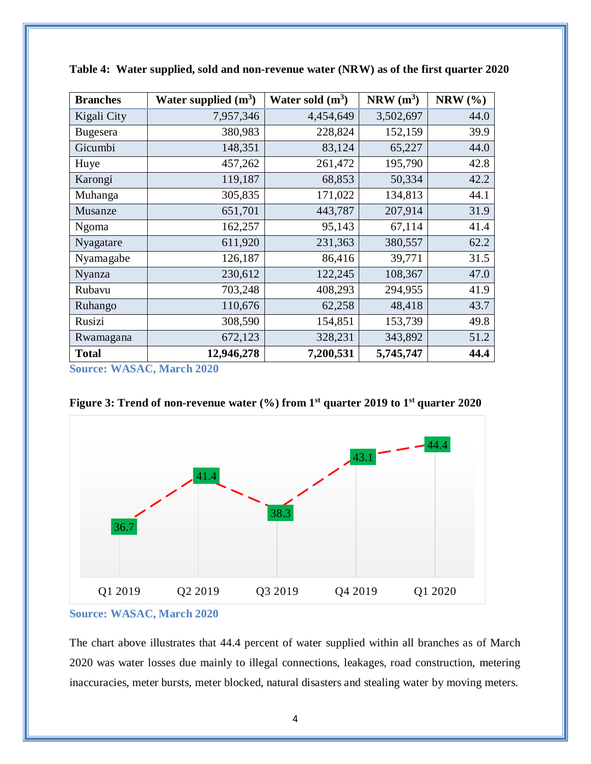**Table 4: Water supplied, sold and non-revenue water (NRW) as of the first quarter 2020**

| Branches | Water supplied ($m^3$) | Water sold ($m^3$) | NRW ($m^3$) | NRW (%) |
|---|---|---|---|---|
| Kigali City | 7,957,346 | 4,454,649 | 3,502,697 | 44.0 |
| Bugesera | 380,983 | 228,824 | 152,159 | 39.9 |
| Gicumbi | 148,351 | 83,124 | 65,227 | 44.0 |
| Huye | 457,262 | 261,472 | 195,790 | 42.8 |
| Karongi | 119,187 | 68,853 | 50,334 | 42.2 |
| Muhanga | 305,835 | 171,022 | 134,813 | 44.1 |
| Musanze | 651,701 | 443,787 | 207,914 | 31.9 |
| Ngoma | 162,257 | 95,143 | 67,114 | 41.4 |
| Nyagatare | 611,920 | 231,363 | 380,557 | 62.2 |
| Nyamagabe | 126,187 | 86,416 | 39,771 | 31.5 |
| Nyanza | 230,612 | 122,245 | 108,367 | 47.0 |
| Rubavu | 703,248 | 408,293 | 294,955 | 41.9 |
| Ruhango | 110,676 | 62,258 | 48,418 | 43.7 |
| Rusizi | 308,590 | 154,851 | 153,739 | 49.8 |
| Rwamagana | 672,123 | 328,231 | 343,892 | 51.2 |
| **Total** | **12,946,278** | **7,200,531** | **5,745,747** | **44.4** |

**Source: WASAC, March 2020**

**Figure 3: Trend of non-revenue water (%) from 1st quarter 2019 to 1st quarter 2020**

| Quarter | NRW (%) |
|---|---|
| Q1 2019 | 36.7 |
| Q2 2019 | 41.4 |
| Q3 2019 | 38.3 |
| Q4 2019 | 43.1 |
| Q1 2020 | 44.4 |

**Source: WASAC, March 2020**

The chart above illustrates that 44.4 percent of water supplied within all branches as of March 2020 was water losses due mainly to illegal connections, leakages, road construction, metering inaccuracies, meter bursts, meter blocked, natural disasters and stealing water by moving meters.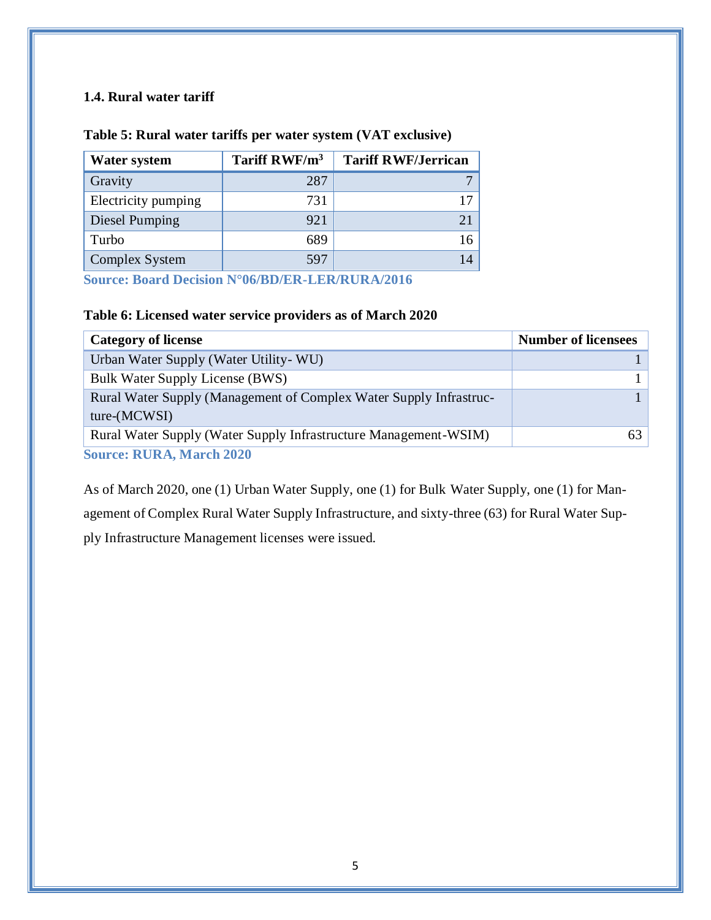### 1.4. Rural water tariff

**Table 5: Rural water tariffs per water system (VAT exclusive)**

| Water system | Tariff RWF/m$^3$ | Tariff RWF/Jerrican |
|---|---|---|
| Gravity | 287 | 7 |
| Electricity pumping | 731 | 17 |
| Diesel Pumping | 921 | 21 |
| Turbo | 689 | 16 |
| Complex System | 597 | 14 |

**Source: Board Decision N°06/BD/ER-LER/RURA/2016**

**Table 6: Licensed water service providers as of March 2020**

| Category of license | Number of licensees |
|---|---|
| Urban Water Supply (Water Utility- WU) | 1 |
| Bulk Water Supply License (BWS) | 1 |
| Rural Water Supply (Management of Complex Water Supply Infrastructure-(MCWSI) | 1 |
| Rural Water Supply (Water Supply Infrastructure Management-WSIM) | 63 |

**Source: RURA, March 2020**

As of March 2020, one (1) Urban Water Supply, one (1) for Bulk Water Supply, one (1) for Management of Complex Rural Water Supply Infrastructure, and sixty-three (63) for Rural Water Supply Infrastructure Management licenses were issued.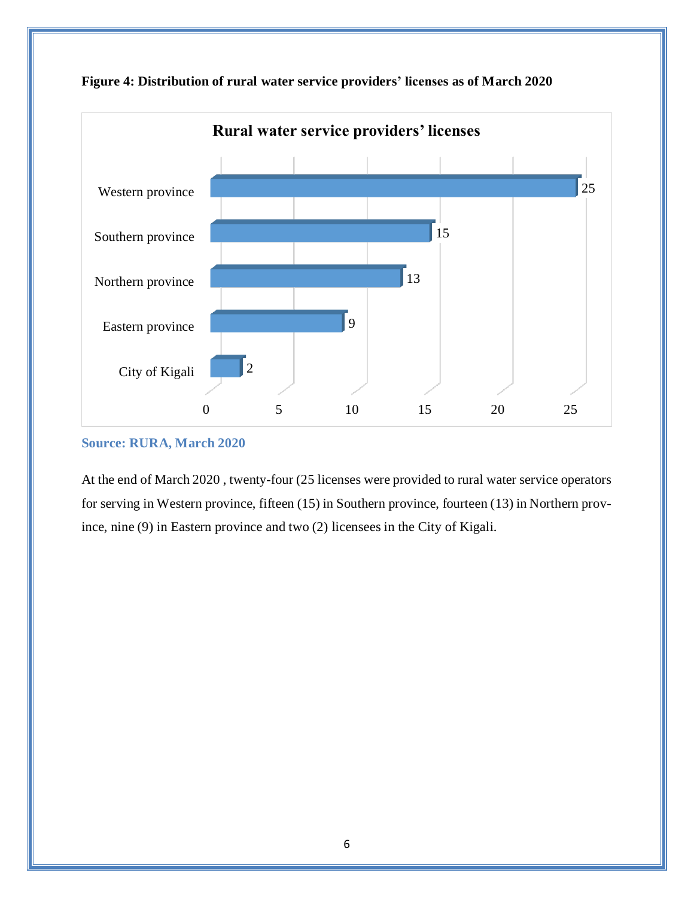**Figure 4: Distribution of rural water service providers' licenses as of March 2020**

**Rural water service providers' licenses**

| Province | Licenses |
|---|---|
| Western province | 25 |
| Southern province | 15 |
| Northern province | 13 |
| Eastern province | 9 |
| City of Kigali | 2 |

**Source: RURA, March 2020**

At the end of March 2020 , twenty-four (25 licenses were provided to rural water service operators for serving in Western province, fifteen (15) in Southern province, fourteen (13) in Northern province, nine (9) in Eastern province and two (2) licensees in the City of Kigali.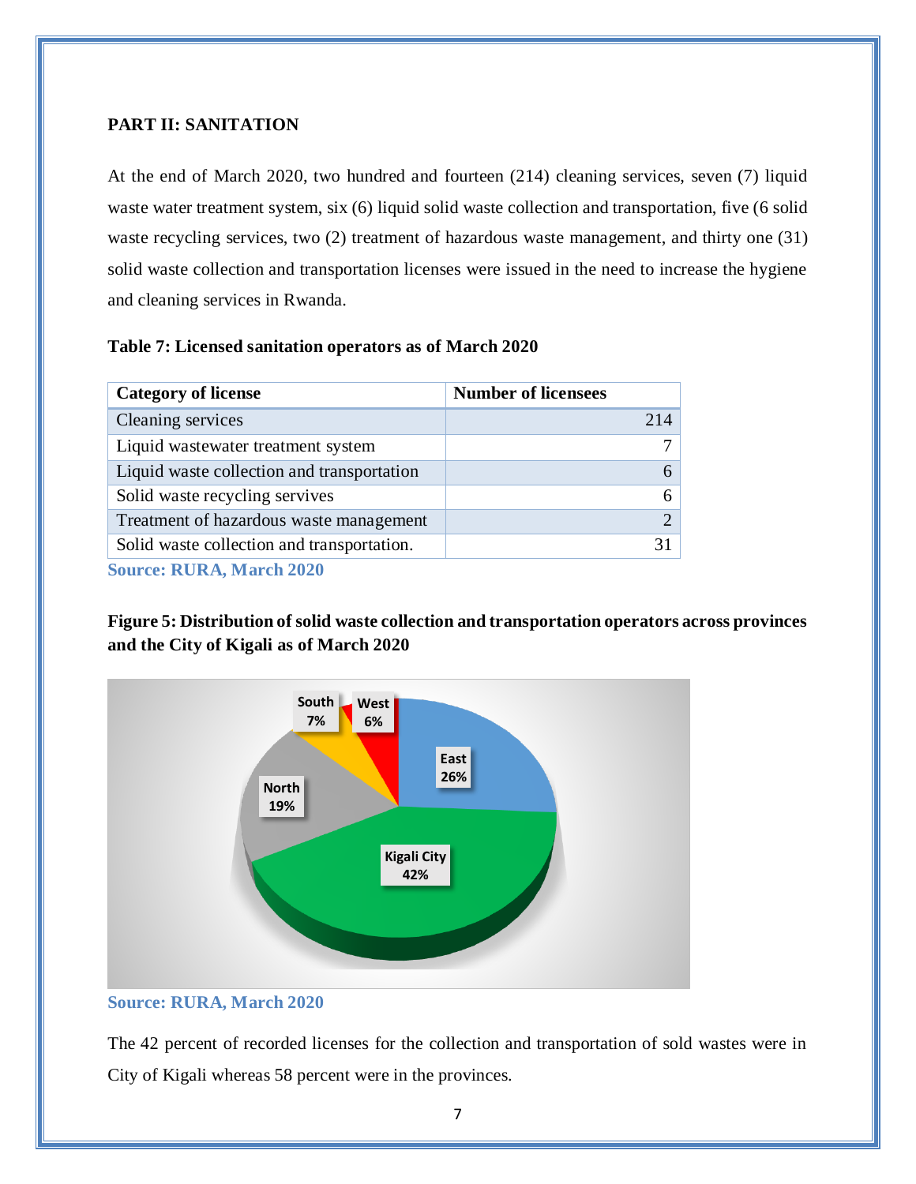**PART II: SANITATION**

At the end of March 2020, two hundred and fourteen (214) cleaning services, seven (7) liquid waste water treatment system, six (6) liquid solid waste collection and transportation, five (6 solid waste recycling services, two (2) treatment of hazardous waste management, and thirty one (31) solid waste collection and transportation licenses were issued in the need to increase the hygiene and cleaning services in Rwanda.

**Table 7: Licensed sanitation operators as of March 2020**

| Category of license | Number of licensees |
| --- | --- |
| Cleaning services | 214 |
| Liquid wastewater treatment system | 7 |
| Liquid waste collection and transportation | 6 |
| Solid waste recycling servives | 6 |
| Treatment of hazardous waste management | 2 |
| Solid waste collection and transportation. | 31 |

**Source: RURA, March 2020**

**Figure 5: Distribution of solid waste collection and transportation operators across provinces and the City of Kigali as of March 2020**

**Source: RURA, March 2020**

The 42 percent of recorded licenses for the collection and transportation of sold wastes were in City of Kigali whereas 58 percent were in the provinces.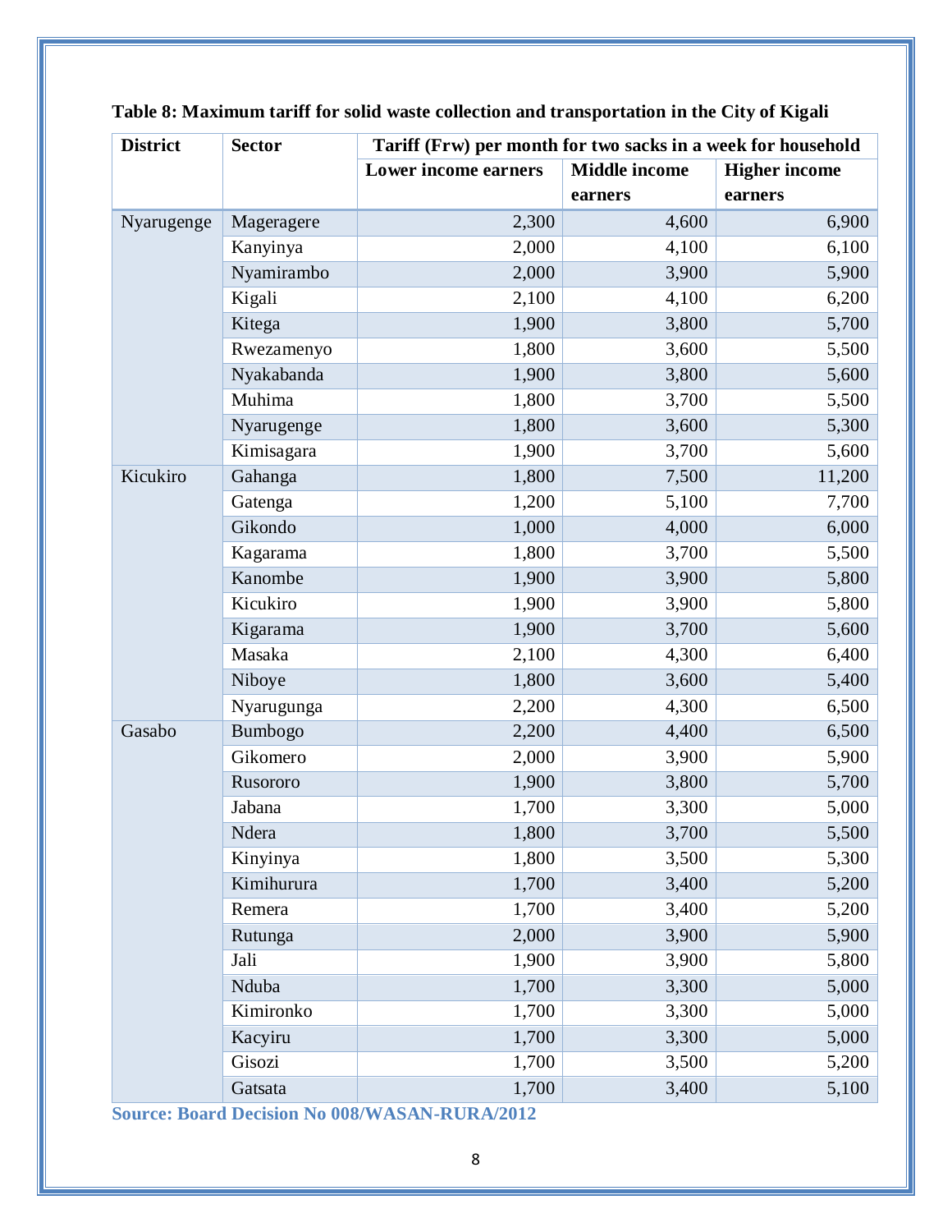**Table 8: Maximum tariff for solid waste collection and transportation in the City of Kigali**

| District | Sector | Tariff (Frw) per month for two sacks in a week for household | | |
|---|---|---|---|---|
| | | Lower income earners | Middle income earners | Higher income earners |
| Nyarugenge | Mageragere | 2,300 | 4,600 | 6,900 |
| | Kanyinya | 2,000 | 4,100 | 6,100 |
| | Nyamirambo | 2,000 | 3,900 | 5,900 |
| | Kigali | 2,100 | 4,100 | 6,200 |
| | Kitega | 1,900 | 3,800 | 5,700 |
| | Rwezamenyo | 1,800 | 3,600 | 5,500 |
| | Nyakabanda | 1,900 | 3,800 | 5,600 |
| | Muhima | 1,800 | 3,700 | 5,500 |
| | Nyarugenge | 1,800 | 3,600 | 5,300 |
| | Kimisagara | 1,900 | 3,700 | 5,600 |
| Kicukiro | Gahanga | 1,800 | 7,500 | 11,200 |
| | Gatenga | 1,200 | 5,100 | 7,700 |
| | Gikondo | 1,000 | 4,000 | 6,000 |
| | Kagarama | 1,800 | 3,700 | 5,500 |
| | Kanombe | 1,900 | 3,900 | 5,800 |
| | Kicukiro | 1,900 | 3,900 | 5,800 |
| | Kigarama | 1,900 | 3,700 | 5,600 |
| | Masaka | 2,100 | 4,300 | 6,400 |
| | Niboye | 1,800 | 3,600 | 5,400 |
| | Nyarugunga | 2,200 | 4,300 | 6,500 |
| Gasabo | Bumbogo | 2,200 | 4,400 | 6,500 |
| | Gikomero | 2,000 | 3,900 | 5,900 |
| | Rusororo | 1,900 | 3,800 | 5,700 |
| | Jabana | 1,700 | 3,300 | 5,000 |
| | Ndera | 1,800 | 3,700 | 5,500 |
| | Kinyinya | 1,800 | 3,500 | 5,300 |
| | Kimihurura | 1,700 | 3,400 | 5,200 |
| | Remera | 1,700 | 3,400 | 5,200 |
| | Rutunga | 2,000 | 3,900 | 5,900 |
| | Jali | 1,900 | 3,900 | 5,800 |
| | Nduba | 1,700 | 3,300 | 5,000 |
| | Kimironko | 1,700 | 3,300 | 5,000 |
| | Kacyiru | 1,700 | 3,300 | 5,000 |
| | Gisozi | 1,700 | 3,500 | 5,200 |
| | Gatsata | 1,700 | 3,400 | 5,100 |

**Source: Board Decision No 008/WASAN-RURA/2012**